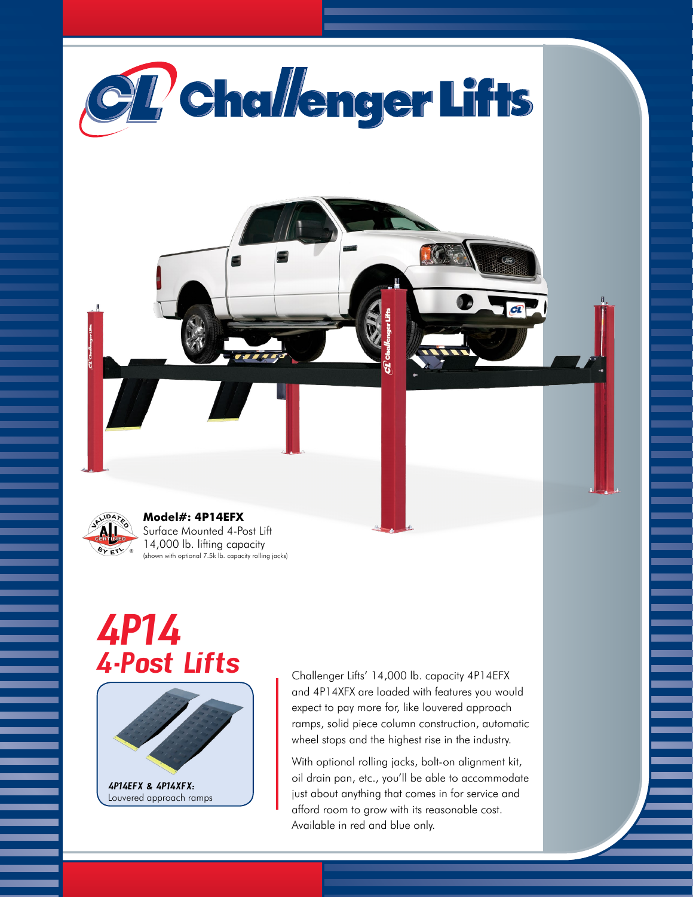# Challenger Lifts

**Model#: 4P14EFX**
Surface Mounted 4-Post Lift
14,000 lb. lifting capacity
(shown with optional 7.5k lb. capacity rolling jacks)

## *4P14*
## *4-Post Lifts*

***4P14EFX & 4P14XFX:***
Louvered approach ramps

Challenger Lifts' 14,000 lb. capacity 4P14EFX and 4P14XFX are loaded with features you would expect to pay more for, like louvered approach ramps, solid piece column construction, automatic wheel stops and the highest rise in the industry.

With optional rolling jacks, bolt-on alignment kit, oil drain pan, etc., you'll be able to accommodate just about anything that comes in for service and afford room to grow with its reasonable cost. Available in red and blue only.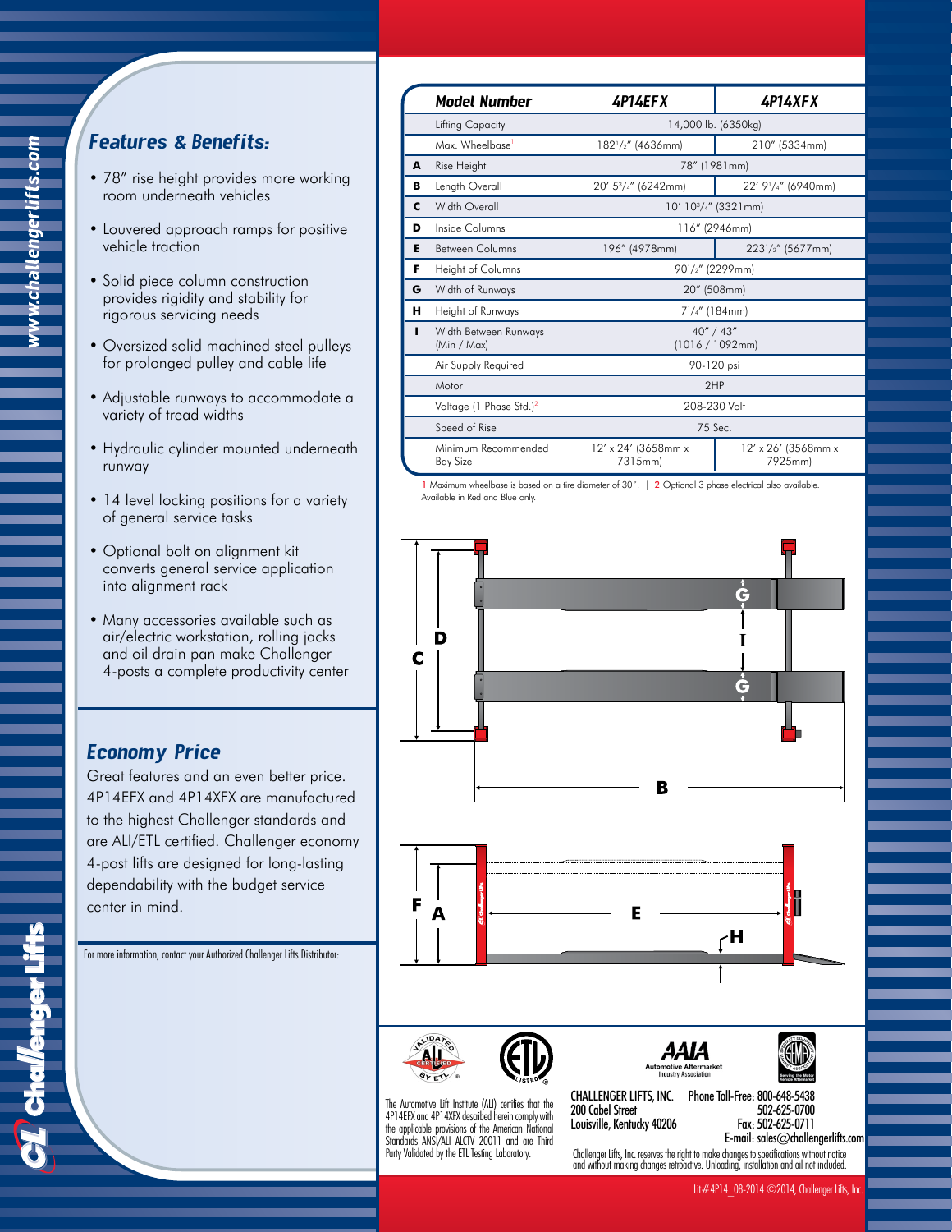## Features & Benefits:

- 78″ rise height provides more working room underneath vehicles
- Louvered approach ramps for positive vehicle traction
- Solid piece column construction provides rigidity and stability for rigorous servicing needs
- Oversized solid machined steel pulleys for prolonged pulley and cable life
- Adjustable runways to accommodate a variety of tread widths
- Hydraulic cylinder mounted underneath runway
- 14 level locking positions for a variety of general service tasks
- Optional bolt on alignment kit converts general service application into alignment rack
- Many accessories available such as air/electric workstation, rolling jacks and oil drain pan make Challenger 4-posts a complete productivity center

## Economy Price

Great features and an even better price. 4P14EFX and 4P14XFX are manufactured to the highest Challenger standards and are ALI/ETL certified. Challenger economy 4-post lifts are designed for long-lasting dependability with the budget service center in mind.

For more information, contact your Authorized Challenger Lifts Distributor:

| | Model Number | 4P14EFX | 4P14XFX |
|---|---|---|---|
| | Lifting Capacity | 14,000 lb. (6350kg) | |
| | Max. Wheelbase[1] | 181½″ (4636mm) | 210″ (5334mm) |
| A | Rise Height | 78″ (1981mm) | |
| B | Length Overall | 20′ 5¾″ (6242mm) | 22′ 9¼″ (6940mm) |
| C | Width Overall | 10′ 10¾″ (3321mm) | |
| D | Inside Columns | 116″ (2946mm) | |
| E | Between Columns | 196″ (4978mm) | 223½″ (5677mm) |
| F | Height of Columns | 90½″ (2299mm) | |
| G | Width of Runways | 20″ (508mm) | |
| H | Height of Runways | 7¼″ (184mm) | |
| I | Width Between Runways (Min / Max) | 40″ / 43″ (1016 / 1092mm) | |
| | Air Supply Required | 90-120 psi | |
| | Motor | 2HP | |
| | Voltage (1 Phase Std.)[2] | 208-230 Volt | |
| | Speed of Rise | 75 Sec. | |
| | Minimum Recommended Bay Size | 12′ x 24′ (3658mm x 7315mm) | 12′ x 26′ (3568mm x 7925mm) |

1 Maximum wheelbase is based on a tire diameter of 30″. | 2 Optional 3 phase electrical also available. Available in Red and Blue only.

D
C
G
I
G
B
F
A
E
H

The Automotive Lift Institute (ALI) certifies that the 4P14EFX and 4P14XFX described herein comply with the applicable provisions of the American National Standards ANSI/ALI ALCTV 20011 and are Third Party Validated by the ETL Testing Laboratory.

CHALLENGER LIFTS, INC.
200 Cabel Street
Louisville, Kentucky 40206

Phone Toll-Free: 800-648-5438
502-625-0700
Fax: 502-625-0711
E-mail: sales@challengerlifts.com

Challenger Lifts, Inc. reserves the right to make changes to specifications without notice and without making changes retroactive. Unloading, installation and oil not included.

Lit#4P14_08-2014 ©2014, Challenger Lifts, Inc.